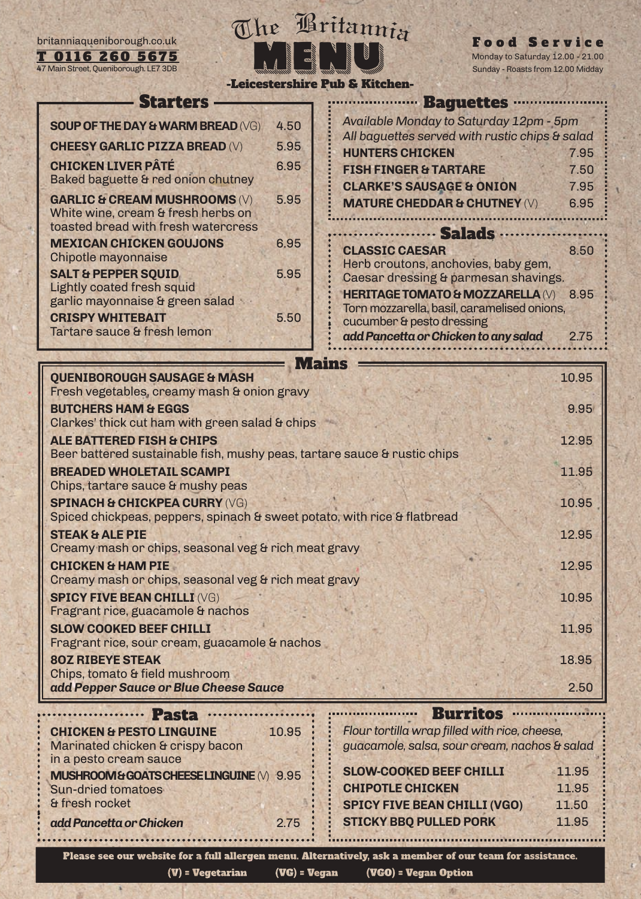britanniaqueniborough.co.uk
**T 0116 260 5675**
47 Main Street, Queniborough. LE7 3DB

# The Britannia MENU

**-Leicestershire Pub & Kitchen-**

**Food Service**
Monday to Saturday 12.00 - 21.00
Sunday - Roasts from 12.00 Midday

## Starters

**SOUP OF THE DAY & WARM BREAD** (VG) 4.50

**CHEESY GARLIC PIZZA BREAD** (V) 5.95

**CHICKEN LIVER PÂTÉ** 6.95
Baked baguette & red onion chutney

**GARLIC & CREAM MUSHROOMS** (V) 5.95
White wine, cream & fresh herbs on toasted bread with fresh watercress

**MEXICAN CHICKEN GOUJONS** 6.95
Chipotle mayonnaise

**SALT & PEPPER SQUID** 5.95
Lightly coated fresh squid garlic mayonnaise & green salad

**CRISPY WHITEBAIT** 5.50
Tartare sauce & fresh lemon

## Baguettes

*Available Monday to Saturday 12pm - 5pm*
*All baguettes served with rustic chips & salad*

**HUNTERS CHICKEN** 7.95

**FISH FINGER & TARTARE** 7.50

**CLARKE'S SAUSAGE & ONION** 7.95

**MATURE CHEDDAR & CHUTNEY** (V) 6.95

## Salads

**CLASSIC CAESAR** 8.50
Herb croutons, anchovies, baby gem, Caesar dressing & parmesan shavings.

**HERITAGE TOMATO & MOZZARELLA** (V) 8.95
Torn mozzarella, basil, caramelised onions, cucumber & pesto dressing

***add Pancetta or Chicken to any salad*** 2.75

## Mains

**QUENIBOROUGH SAUSAGE & MASH** 10.95
Fresh vegetables, creamy mash & onion gravy

**BUTCHERS HAM & EGGS** 9.95
Clarkes' thick cut ham with green salad & chips

**ALE BATTERED FISH & CHIPS** 12.95
Beer battered sustainable fish, mushy peas, tartare sauce & rustic chips

**BREADED WHOLETAIL SCAMPI** 11.95
Chips, tartare sauce & mushy peas

**SPINACH & CHICKPEA CURRY** (VG) 10.95
Spiced chickpeas, peppers, spinach & sweet potato, with rice & flatbread

**STEAK & ALE PIE** 12.95
Creamy mash or chips, seasonal veg & rich meat gravy

**CHICKEN & HAM PIE** 12.95
Creamy mash or chips, seasonal veg & rich meat gravy

**SPICY FIVE BEAN CHILLI** (VG) 10.95
Fragrant rice, guacamole & nachos

**SLOW COOKED BEEF CHILLI** 11.95
Fragrant rice, sour cream, guacamole & nachos

**8OZ RIBEYE STEAK** 18.95
Chips, tomato & field mushroom

***add Pepper Sauce or Blue Cheese Sauce*** 2.50

## Pasta

**CHICKEN & PESTO LINGUINE** 10.95
Marinated chicken & crispy bacon in a pesto cream sauce

**MUSHROOM & GOATS CHEESE LINGUINE** (V) 9.95
Sun-dried tomatoes & fresh rocket

***add Pancetta or Chicken*** 2.75

## Burritos

*Flour tortilla wrap filled with rice, cheese, guacamole, salsa, sour cream, nachos & salad*

**SLOW-COOKED BEEF CHILLI** 11.95

**CHIPOTLE CHICKEN** 11.95

**SPICY FIVE BEAN CHILLI (VGO)** 11.50

**STICKY BBQ PULLED PORK** 11.95

**Please see our website for a full allergen menu. Alternatively, ask a member of our team for assistance.**

**(V) = Vegetarian** **(VG) = Vegan** **(VGO) = Vegan Option**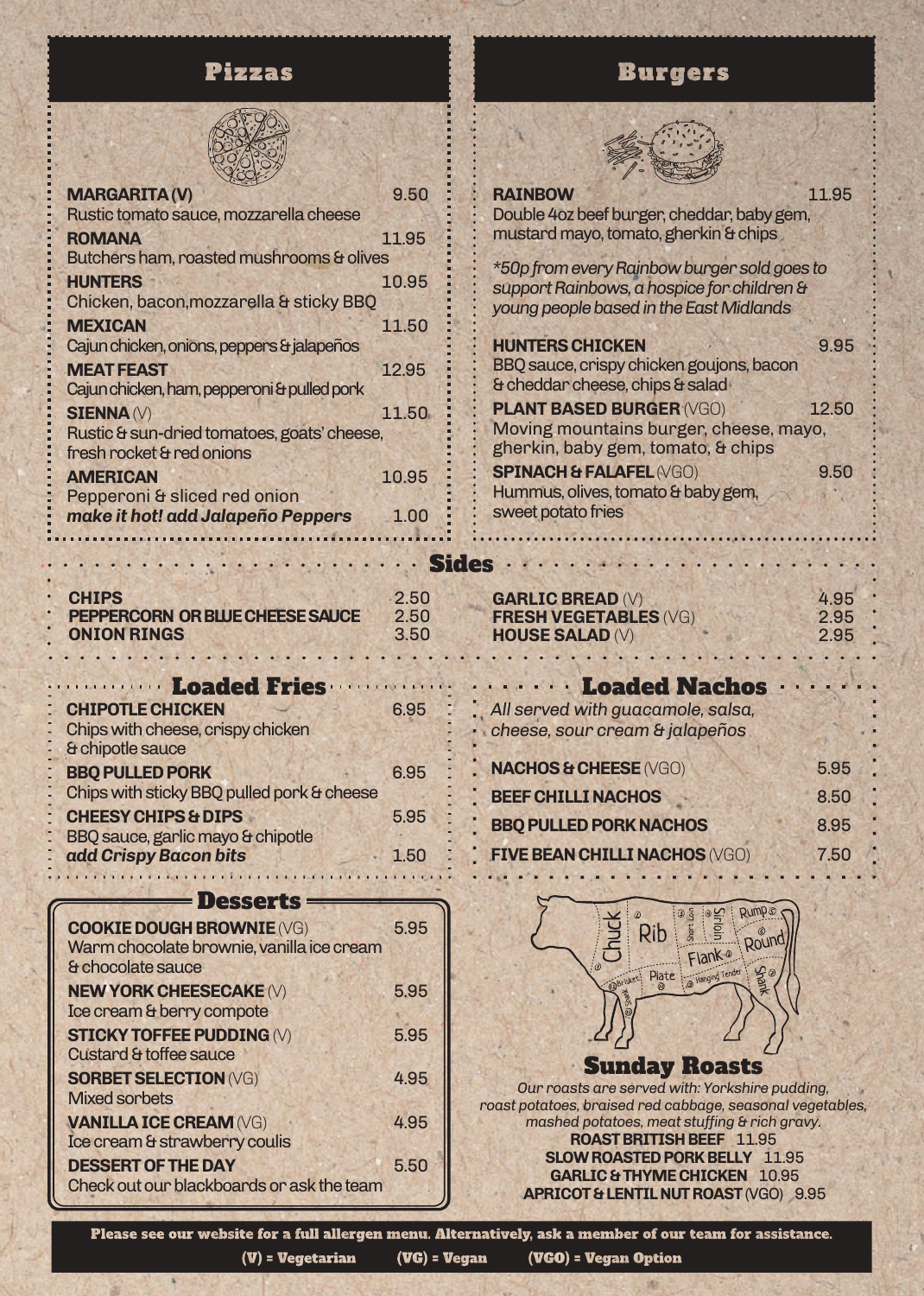## Pizzas

**MARGARITA (V)** 9.50
Rustic tomato sauce, mozzarella cheese

**ROMANA** 11.95
Butchers ham, roasted mushrooms & olives

**HUNTERS** 10.95
Chicken, bacon,mozzarella & sticky BBQ

**MEXICAN** 11.50
Cajun chicken, onions, peppers & jalapeños

**MEAT FEAST** 12.95
Cajun chicken, ham, pepperoni & pulled pork

**SIENNA** (V) 11.50
Rustic & sun-dried tomatoes, goats' cheese, fresh rocket & red onions

**AMERICAN** 10.95
Pepperoni & sliced red onion

***make it hot! add Jalapeño Peppers*** 1.00

## Burgers

**RAINBOW** 11.95
Double 4oz beef burger, cheddar, baby gem, mustard mayo, tomato, gherkin & chips

*\*50p from every Rainbow burger sold goes to support Rainbows, a hospice for children & young people based in the East Midlands*

**HUNTERS CHICKEN** 9.95
BBQ sauce, crispy chicken goujons, bacon & cheddar cheese, chips & salad

**PLANT BASED BURGER** (VGO) 12.50
Moving mountains burger, cheese, mayo, gherkin, baby gem, tomato, & chips

**SPINACH & FALAFEL** (VGO) 9.50
Hummus, olives, tomato & baby gem, sweet potato fries

## Sides

**CHIPS** 2.50
**PEPPERCORN OR BLUE CHEESE SAUCE** 2.50
**ONION RINGS** 3.50
**GARLIC BREAD** (V) 4.95
**FRESH VEGETABLES** (VG) 2.95
**HOUSE SALAD** (V) 2.95

## Loaded Fries

**CHIPOTLE CHICKEN** 6.95
Chips with cheese, crispy chicken & chipotle sauce

**BBQ PULLED PORK** 6.95
Chips with sticky BBQ pulled pork & cheese

**CHEESY CHIPS & DIPS** 5.95
BBQ sauce, garlic mayo & chipotle

***add Crispy Bacon bits*** 1.50

## Loaded Nachos

*All served with guacamole, salsa, cheese, sour cream & jalapeños*

**NACHOS & CHEESE** (VGO) 5.95
**BEEF CHILLI NACHOS** 8.50
**BBQ PULLED PORK NACHOS** 8.95
**FIVE BEAN CHILLI NACHOS** (VGO) 7.50

## Desserts

**COOKIE DOUGH BROWNIE** (VG) 5.95
Warm chocolate brownie, vanilla ice cream & chocolate sauce

**NEW YORK CHEESECAKE** (V) 5.95
Ice cream & berry compote

**STICKY TOFFEE PUDDING** (V) 5.95
Custard & toffee sauce

**SORBET SELECTION** (VG) 4.95
Mixed sorbets

**VANILLA ICE CREAM** (VG) 4.95
Ice cream & strawberry coulis

**DESSERT OF THE DAY** 5.50
Check out our blackboards or ask the team

## Sunday Roasts

*Our roasts are served with: Yorkshire pudding, roast potatoes, braised red cabbage, seasonal vegetables, mashed potatoes, meat stuffing & rich gravy.*

**ROAST BRITISH BEEF** 11.95
**SLOW ROASTED PORK BELLY** 11.95
**GARLIC & THYME CHICKEN** 10.95
**APRICOT & LENTIL NUT ROAST** (VGO) 9.95

**Please see our website for a full allergen menu. Alternatively, ask a member of our team for assistance.**

**(V) = Vegetarian (VG) = Vegan (VGO) = Vegan Option**